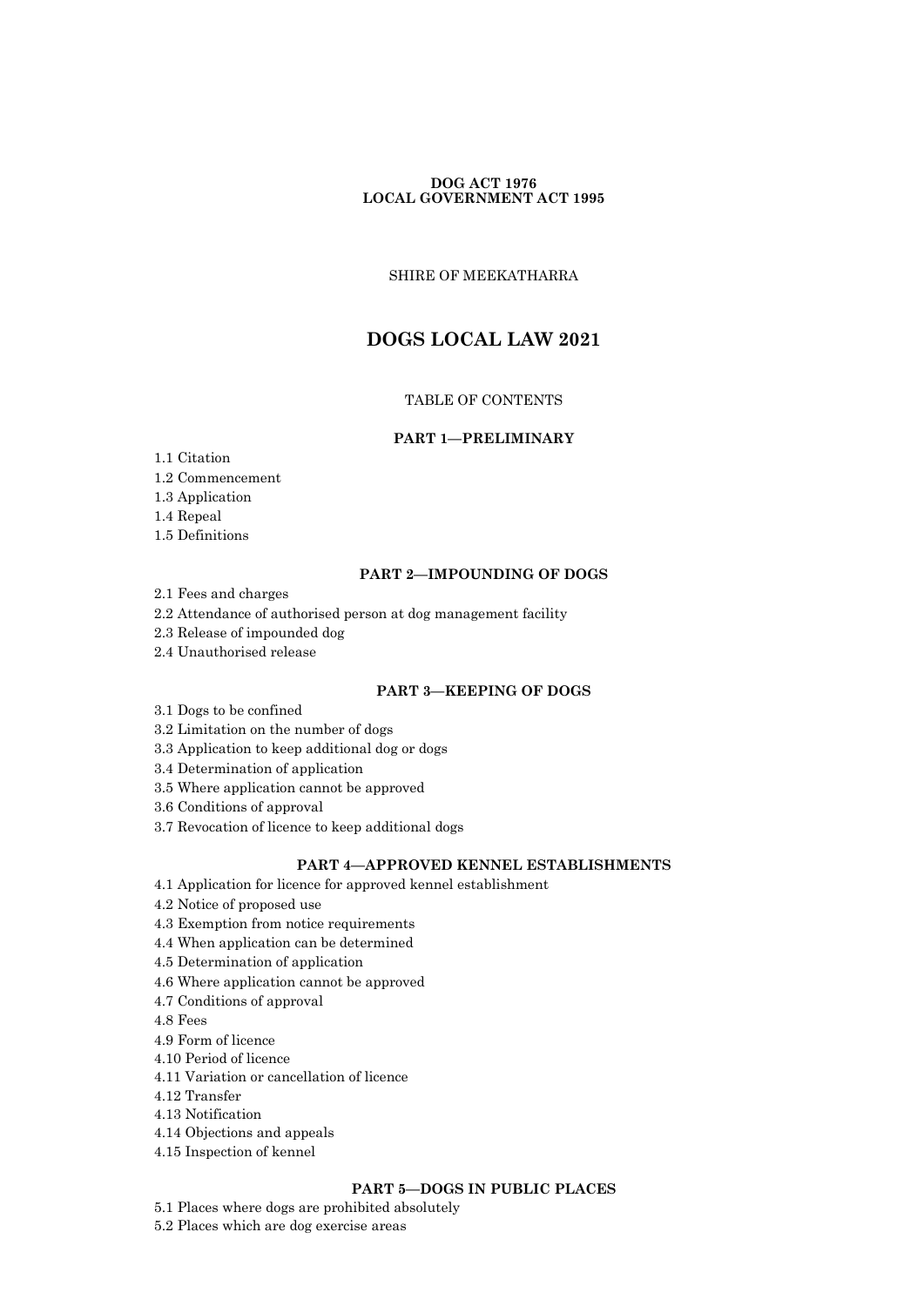**DOG ACT 1976**
**LOCAL GOVERNMENT ACT 1995**

SHIRE OF MEEKATHARRA

# DOGS LOCAL LAW 2021

TABLE OF CONTENTS

## PART 1—PRELIMINARY

1.1 Citation
1.2 Commencement
1.3 Application
1.4 Repeal
1.5 Definitions

## PART 2—IMPOUNDING OF DOGS

2.1 Fees and charges
2.2 Attendance of authorised person at dog management facility
2.3 Release of impounded dog
2.4 Unauthorised release

## PART 3—KEEPING OF DOGS

3.1 Dogs to be confined
3.2 Limitation on the number of dogs
3.3 Application to keep additional dog or dogs
3.4 Determination of application
3.5 Where application cannot be approved
3.6 Conditions of approval
3.7 Revocation of licence to keep additional dogs

## PART 4—APPROVED KENNEL ESTABLISHMENTS

4.1 Application for licence for approved kennel establishment
4.2 Notice of proposed use
4.3 Exemption from notice requirements
4.4 When application can be determined
4.5 Determination of application
4.6 Where application cannot be approved
4.7 Conditions of approval
4.8 Fees
4.9 Form of licence
4.10 Period of licence
4.11 Variation or cancellation of licence
4.12 Transfer
4.13 Notification
4.14 Objections and appeals
4.15 Inspection of kennel

## PART 5—DOGS IN PUBLIC PLACES

5.1 Places where dogs are prohibited absolutely
5.2 Places which are dog exercise areas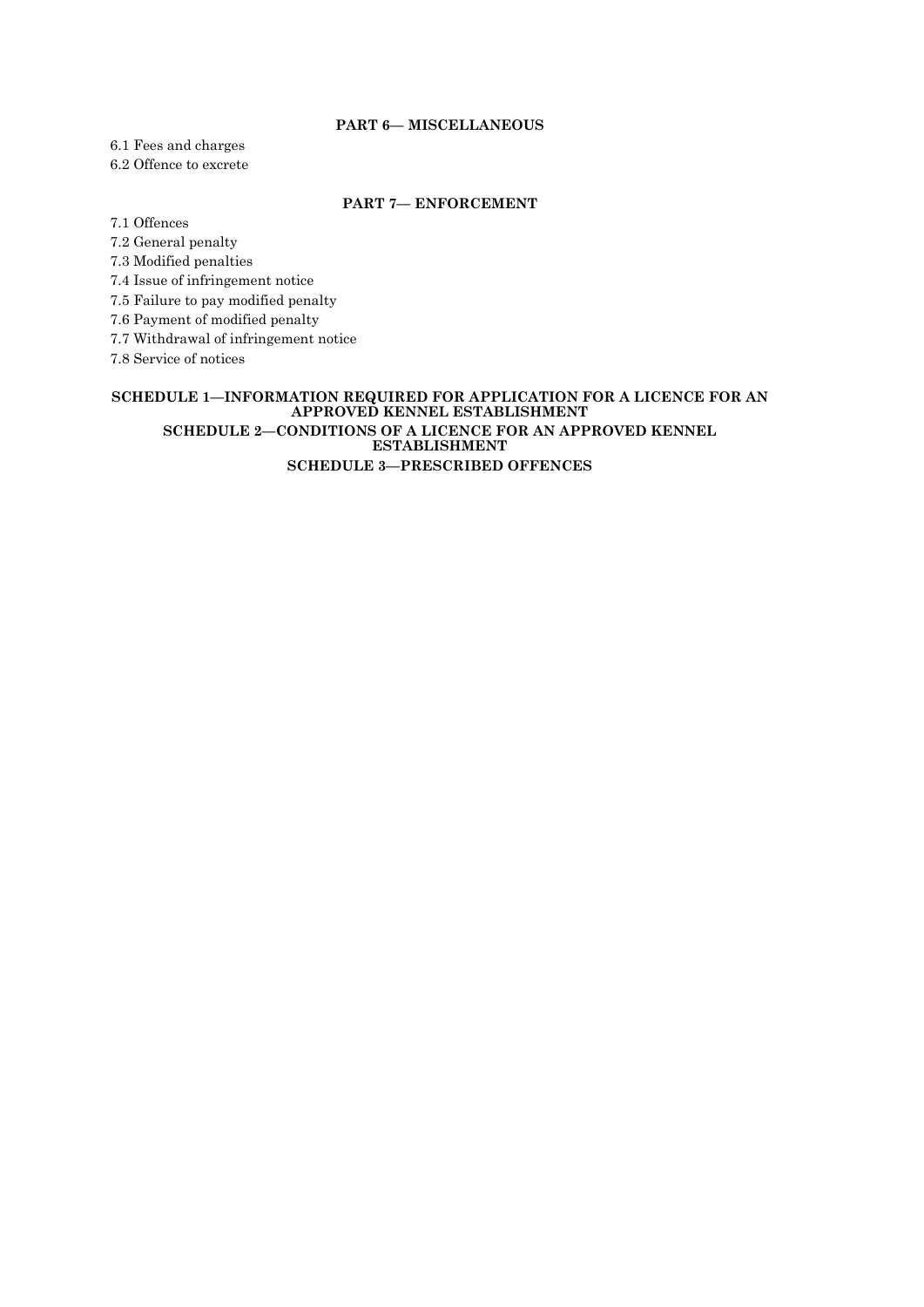## PART 6— MISCELLANEOUS

6.1 Fees and charges
6.2 Offence to excrete

## PART 7— ENFORCEMENT

7.1 Offences
7.2 General penalty
7.3 Modified penalties
7.4 Issue of infringement notice
7.5 Failure to pay modified penalty
7.6 Payment of modified penalty
7.7 Withdrawal of infringement notice
7.8 Service of notices

## SCHEDULE 1—INFORMATION REQUIRED FOR APPLICATION FOR A LICENCE FOR AN APPROVED KENNEL ESTABLISHMENT

## SCHEDULE 2—CONDITIONS OF A LICENCE FOR AN APPROVED KENNEL ESTABLISHMENT

## SCHEDULE 3—PRESCRIBED OFFENCES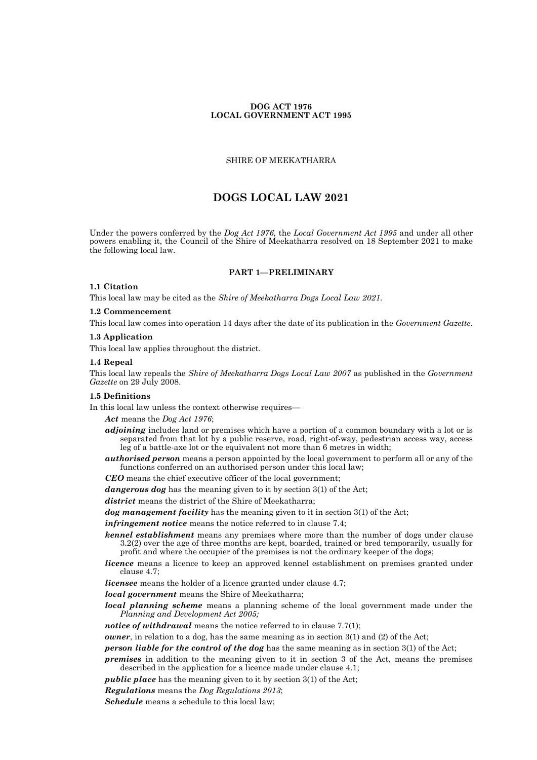**DOG ACT 1976**
**LOCAL GOVERNMENT ACT 1995**

SHIRE OF MEEKATHARRA

# DOGS LOCAL LAW 2021

Under the powers conferred by the *Dog Act 1976,* the *Local Government Act 1995* and under all other powers enabling it, the Council of the Shire of Meekatharra resolved on 18 September 2021 to make the following local law.

## PART 1—PRELIMINARY

### 1.1 Citation

This local law may be cited as the *Shire of Meekatharra Dogs Local Law 2021.*

### 1.2 Commencement

This local law comes into operation 14 days after the date of its publication in the *Government Gazette.*

### 1.3 Application

This local law applies throughout the district.

### 1.4 Repeal

This local law repeals the *Shire of Meekatharra Dogs Local Law 2007* as published in the *Government Gazette* on 29 July 2008.

### 1.5 Definitions

In this local law unless the context otherwise requires—

***Act*** means the *Dog Act 1976*;

***adjoining*** includes land or premises which have a portion of a common boundary with a lot or is separated from that lot by a public reserve, road, right-of-way, pedestrian access way, access leg of a battle-axe lot or the equivalent not more than 6 metres in width;

***authorised person*** means a person appointed by the local government to perform all or any of the functions conferred on an authorised person under this local law;

***CEO*** means the chief executive officer of the local government;

***dangerous dog*** has the meaning given to it by section 3(1) of the Act;

***district*** means the district of the Shire of Meekatharra;

***dog management facility*** has the meaning given to it in section 3(1) of the Act;

***infringement notice*** means the notice referred to in clause 7.4;

***kennel establishment*** means any premises where more than the number of dogs under clause 3.2(2) over the age of three months are kept, boarded, trained or bred temporarily, usually for profit and where the occupier of the premises is not the ordinary keeper of the dogs;

***licence*** means a licence to keep an approved kennel establishment on premises granted under clause 4.7;

***licensee*** means the holder of a licence granted under clause 4.7;

***local government*** means the Shire of Meekatharra;

***local planning scheme*** means a planning scheme of the local government made under the *Planning and Development Act 2005;*

***notice of withdrawal*** means the notice referred to in clause 7.7(1);

***owner***, in relation to a dog, has the same meaning as in section 3(1) and (2) of the Act;

***person liable for the control of the dog*** has the same meaning as in section 3(1) of the Act;

***premises*** in addition to the meaning given to it in section 3 of the Act, means the premises described in the application for a licence made under clause 4.1;

***public place*** has the meaning given to it by section 3(1) of the Act;

***Regulations*** means the *Dog Regulations 2013*;

***Schedule*** means a schedule to this local law;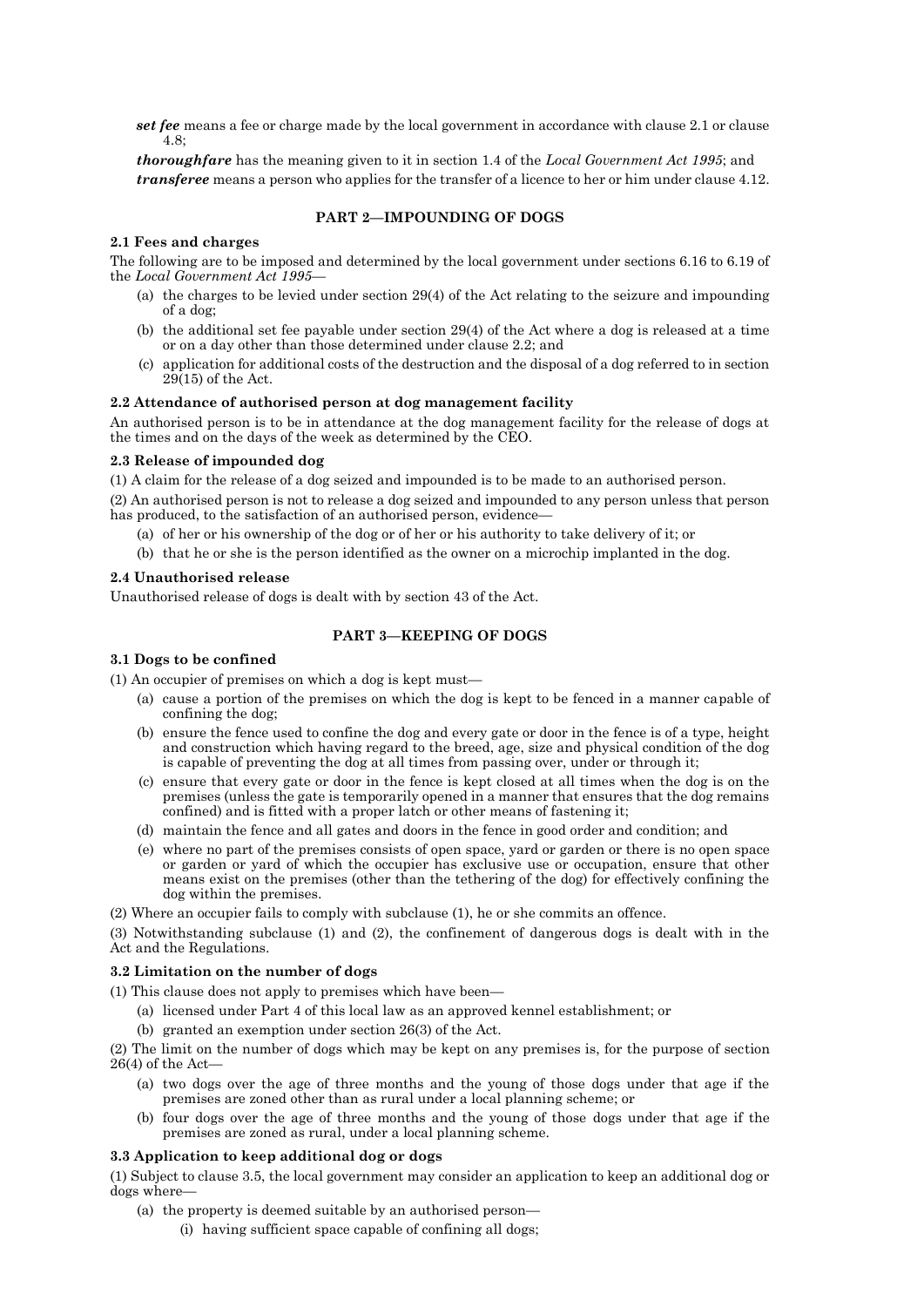***set fee*** means a fee or charge made by the local government in accordance with clause 2.1 or clause 4.8;

***thoroughfare*** has the meaning given to it in section 1.4 of the *Local Government Act 1995*; and

***transferee*** means a person who applies for the transfer of a licence to her or him under clause 4.12.

## PART 2—IMPOUNDING OF DOGS

### 2.1 Fees and charges

The following are to be imposed and determined by the local government under sections 6.16 to 6.19 of the *Local Government Act 1995*—

(a) the charges to be levied under section 29(4) of the Act relating to the seizure and impounding of a dog;

(b) the additional set fee payable under section 29(4) of the Act where a dog is released at a time or on a day other than those determined under clause 2.2; and

(c) application for additional costs of the destruction and the disposal of a dog referred to in section 29(15) of the Act.

### 2.2 Attendance of authorised person at dog management facility

An authorised person is to be in attendance at the dog management facility for the release of dogs at the times and on the days of the week as determined by the CEO.

### 2.3 Release of impounded dog

(1) A claim for the release of a dog seized and impounded is to be made to an authorised person.

(2) An authorised person is not to release a dog seized and impounded to any person unless that person has produced, to the satisfaction of an authorised person, evidence—

(a) of her or his ownership of the dog or of her or his authority to take delivery of it; or

(b) that he or she is the person identified as the owner on a microchip implanted in the dog.

### 2.4 Unauthorised release

Unauthorised release of dogs is dealt with by section 43 of the Act.

## PART 3—KEEPING OF DOGS

### 3.1 Dogs to be confined

(1) An occupier of premises on which a dog is kept must—

(a) cause a portion of the premises on which the dog is kept to be fenced in a manner capable of confining the dog;

(b) ensure the fence used to confine the dog and every gate or door in the fence is of a type, height and construction which having regard to the breed, age, size and physical condition of the dog is capable of preventing the dog at all times from passing over, under or through it;

(c) ensure that every gate or door in the fence is kept closed at all times when the dog is on the premises (unless the gate is temporarily opened in a manner that ensures that the dog remains confined) and is fitted with a proper latch or other means of fastening it;

(d) maintain the fence and all gates and doors in the fence in good order and condition; and

(e) where no part of the premises consists of open space, yard or garden or there is no open space or garden or yard of which the occupier has exclusive use or occupation, ensure that other means exist on the premises (other than the tethering of the dog) for effectively confining the dog within the premises.

(2) Where an occupier fails to comply with subclause (1), he or she commits an offence.

(3) Notwithstanding subclause (1) and (2), the confinement of dangerous dogs is dealt with in the Act and the Regulations.

### 3.2 Limitation on the number of dogs

(1) This clause does not apply to premises which have been—

(a) licensed under Part 4 of this local law as an approved kennel establishment; or

(b) granted an exemption under section 26(3) of the Act.

(2) The limit on the number of dogs which may be kept on any premises is, for the purpose of section 26(4) of the Act—

(a) two dogs over the age of three months and the young of those dogs under that age if the premises are zoned other than as rural under a local planning scheme; or

(b) four dogs over the age of three months and the young of those dogs under that age if the premises are zoned as rural, under a local planning scheme.

### 3.3 Application to keep additional dog or dogs

(1) Subject to clause 3.5, the local government may consider an application to keep an additional dog or dogs where—

(a) the property is deemed suitable by an authorised person—

(i) having sufficient space capable of confining all dogs;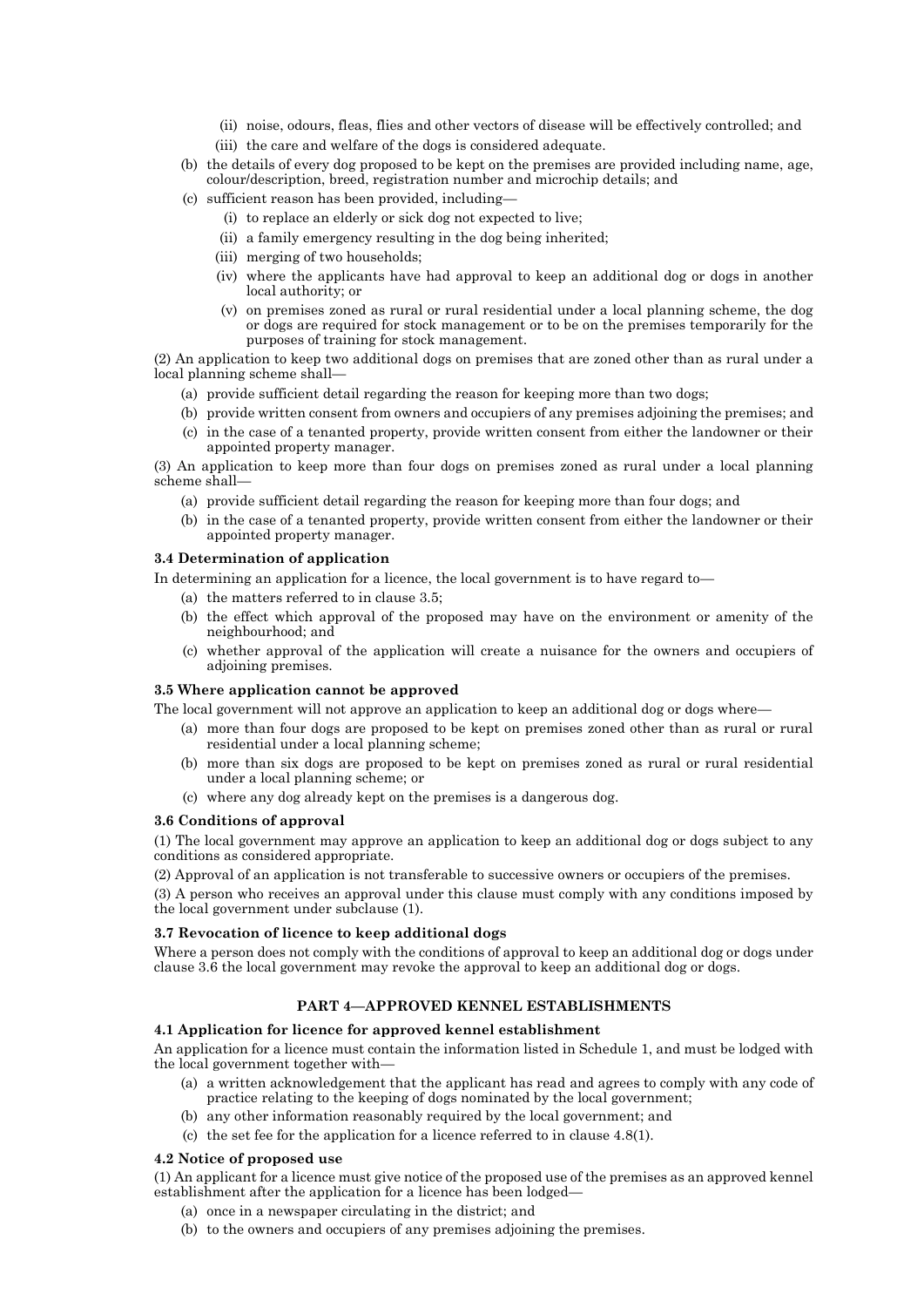(ii) noise, odours, fleas, flies and other vectors of disease will be effectively controlled; and

(iii) the care and welfare of the dogs is considered adequate.

(b) the details of every dog proposed to be kept on the premises are provided including name, age, colour/description, breed, registration number and microchip details; and

(c) sufficient reason has been provided, including—

(i) to replace an elderly or sick dog not expected to live;

(ii) a family emergency resulting in the dog being inherited;

(iii) merging of two households;

(iv) where the applicants have had approval to keep an additional dog or dogs in another local authority; or

(v) on premises zoned as rural or rural residential under a local planning scheme, the dog or dogs are required for stock management or to be on the premises temporarily for the purposes of training for stock management.

(2) An application to keep two additional dogs on premises that are zoned other than as rural under a local planning scheme shall—

(a) provide sufficient detail regarding the reason for keeping more than two dogs;

(b) provide written consent from owners and occupiers of any premises adjoining the premises; and

(c) in the case of a tenanted property, provide written consent from either the landowner or their appointed property manager.

(3) An application to keep more than four dogs on premises zoned as rural under a local planning scheme shall—

(a) provide sufficient detail regarding the reason for keeping more than four dogs; and

(b) in the case of a tenanted property, provide written consent from either the landowner or their appointed property manager.

**3.4 Determination of application**

In determining an application for a licence, the local government is to have regard to—

(a) the matters referred to in clause 3.5;

(b) the effect which approval of the proposed may have on the environment or amenity of the neighbourhood; and

(c) whether approval of the application will create a nuisance for the owners and occupiers of adjoining premises.

**3.5 Where application cannot be approved**

The local government will not approve an application to keep an additional dog or dogs where—

(a) more than four dogs are proposed to be kept on premises zoned other than as rural or rural residential under a local planning scheme;

(b) more than six dogs are proposed to be kept on premises zoned as rural or rural residential under a local planning scheme; or

(c) where any dog already kept on the premises is a dangerous dog.

**3.6 Conditions of approval**

(1) The local government may approve an application to keep an additional dog or dogs subject to any conditions as considered appropriate.

(2) Approval of an application is not transferable to successive owners or occupiers of the premises.

(3) A person who receives an approval under this clause must comply with any conditions imposed by the local government under subclause (1).

**3.7 Revocation of licence to keep additional dogs**

Where a person does not comply with the conditions of approval to keep an additional dog or dogs under clause 3.6 the local government may revoke the approval to keep an additional dog or dogs.

## PART 4—APPROVED KENNEL ESTABLISHMENTS

**4.1 Application for licence for approved kennel establishment**

An application for a licence must contain the information listed in Schedule 1, and must be lodged with the local government together with—

(a) a written acknowledgement that the applicant has read and agrees to comply with any code of practice relating to the keeping of dogs nominated by the local government;

(b) any other information reasonably required by the local government; and

(c) the set fee for the application for a licence referred to in clause 4.8(1).

**4.2 Notice of proposed use**

(1) An applicant for a licence must give notice of the proposed use of the premises as an approved kennel establishment after the application for a licence has been lodged—

(a) once in a newspaper circulating in the district; and

(b) to the owners and occupiers of any premises adjoining the premises.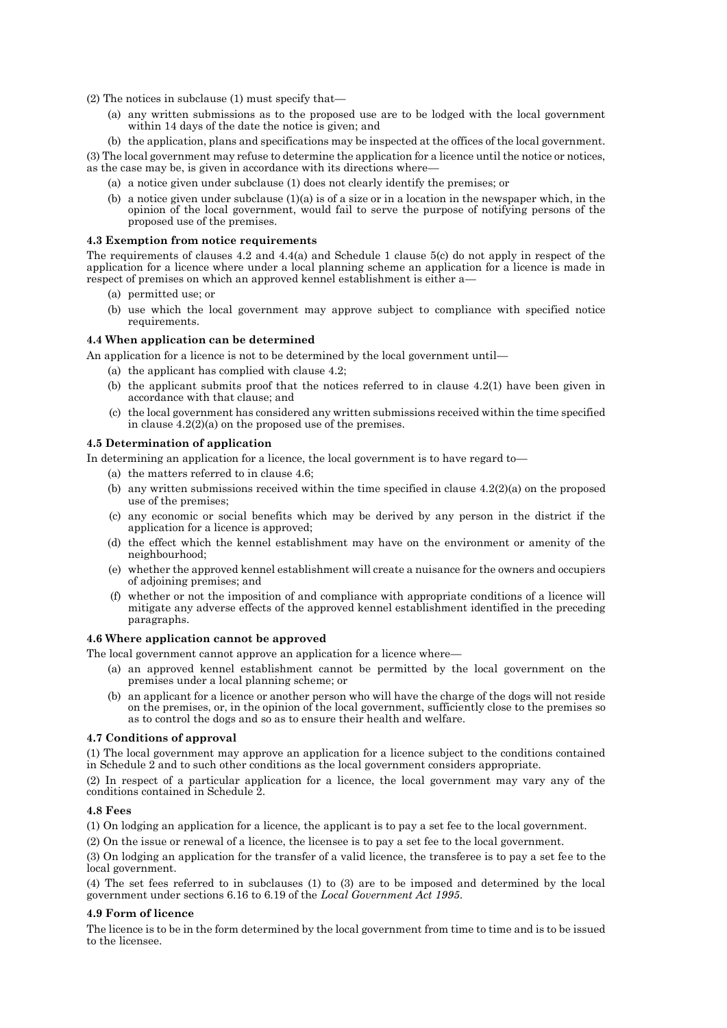(2) The notices in subclause (1) must specify that—

(a) any written submissions as to the proposed use are to be lodged with the local government within 14 days of the date the notice is given; and

(b) the application, plans and specifications may be inspected at the offices of the local government.

(3) The local government may refuse to determine the application for a licence until the notice or notices, as the case may be, is given in accordance with its directions where—

(a) a notice given under subclause (1) does not clearly identify the premises; or

(b) a notice given under subclause (1)(a) is of a size or in a location in the newspaper which, in the opinion of the local government, would fail to serve the purpose of notifying persons of the proposed use of the premises.

#### 4.3 Exemption from notice requirements

The requirements of clauses 4.2 and 4.4(a) and Schedule 1 clause 5(c) do not apply in respect of the application for a licence where under a local planning scheme an application for a licence is made in respect of premises on which an approved kennel establishment is either a—

(a) permitted use; or

(b) use which the local government may approve subject to compliance with specified notice requirements.

#### 4.4 When application can be determined

An application for a licence is not to be determined by the local government until—

(a) the applicant has complied with clause 4.2;

(b) the applicant submits proof that the notices referred to in clause 4.2(1) have been given in accordance with that clause; and

(c) the local government has considered any written submissions received within the time specified in clause 4.2(2)(a) on the proposed use of the premises.

#### 4.5 Determination of application

In determining an application for a licence, the local government is to have regard to—

(a) the matters referred to in clause 4.6;

(b) any written submissions received within the time specified in clause 4.2(2)(a) on the proposed use of the premises;

(c) any economic or social benefits which may be derived by any person in the district if the application for a licence is approved;

(d) the effect which the kennel establishment may have on the environment or amenity of the neighbourhood;

(e) whether the approved kennel establishment will create a nuisance for the owners and occupiers of adjoining premises; and

(f) whether or not the imposition of and compliance with appropriate conditions of a licence will mitigate any adverse effects of the approved kennel establishment identified in the preceding paragraphs.

#### 4.6 Where application cannot be approved

The local government cannot approve an application for a licence where—

(a) an approved kennel establishment cannot be permitted by the local government on the premises under a local planning scheme; or

(b) an applicant for a licence or another person who will have the charge of the dogs will not reside on the premises, or, in the opinion of the local government, sufficiently close to the premises so as to control the dogs and so as to ensure their health and welfare.

#### 4.7 Conditions of approval

(1) The local government may approve an application for a licence subject to the conditions contained in Schedule 2 and to such other conditions as the local government considers appropriate.

(2) In respect of a particular application for a licence, the local government may vary any of the conditions contained in Schedule 2.

#### 4.8 Fees

(1) On lodging an application for a licence, the applicant is to pay a set fee to the local government.

(2) On the issue or renewal of a licence, the licensee is to pay a set fee to the local government.

(3) On lodging an application for the transfer of a valid licence, the transferee is to pay a set fee to the local government.

(4) The set fees referred to in subclauses (1) to (3) are to be imposed and determined by the local government under sections 6.16 to 6.19 of the *Local Government Act 1995*.

#### 4.9 Form of licence

The licence is to be in the form determined by the local government from time to time and is to be issued to the licensee.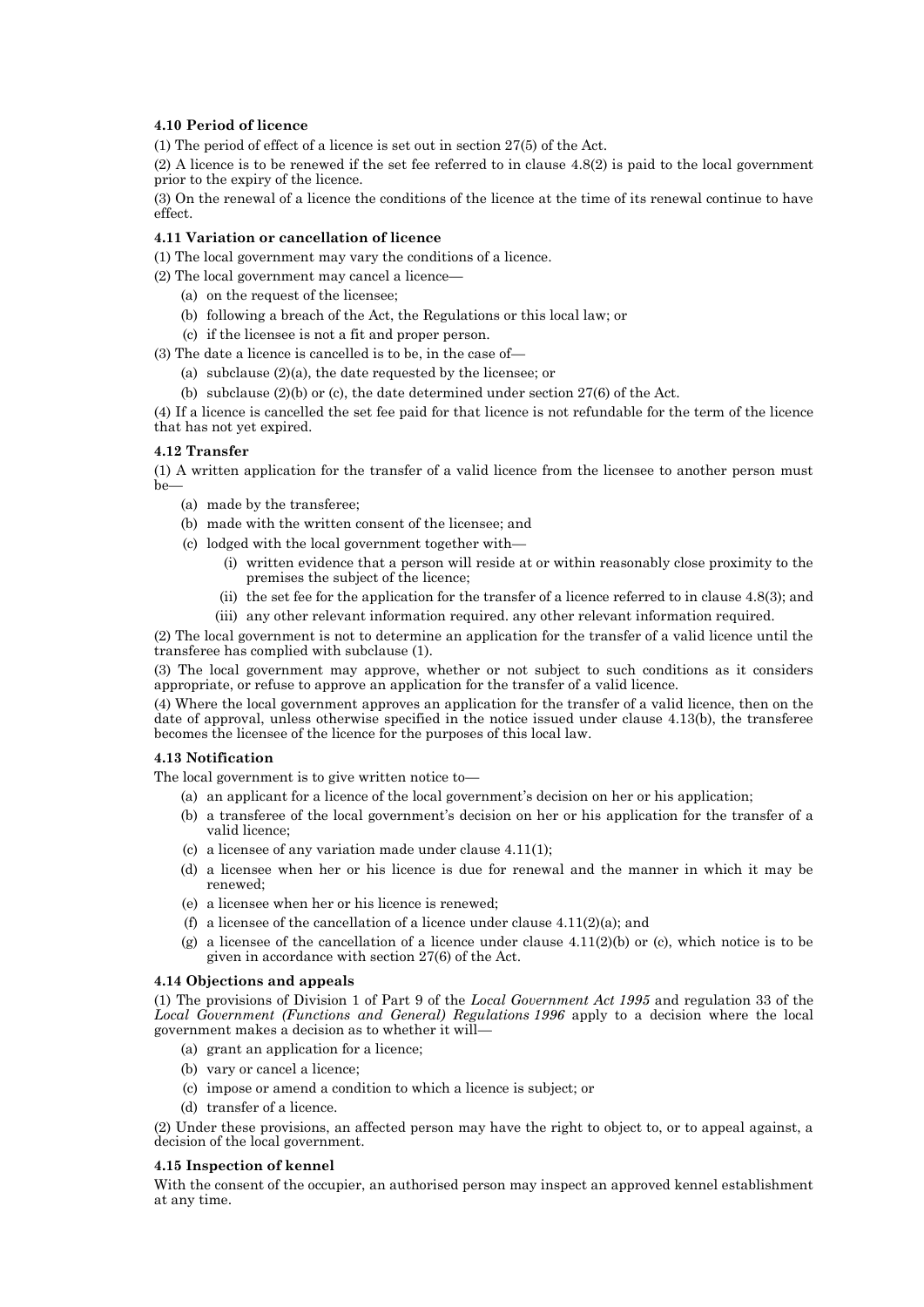#### 4.10 Period of licence

(1) The period of effect of a licence is set out in section 27(5) of the Act.

(2) A licence is to be renewed if the set fee referred to in clause 4.8(2) is paid to the local government prior to the expiry of the licence.

(3) On the renewal of a licence the conditions of the licence at the time of its renewal continue to have effect.

#### 4.11 Variation or cancellation of licence

(1) The local government may vary the conditions of a licence.

(2) The local government may cancel a licence—

- (a) on the request of the licensee;
- (b) following a breach of the Act, the Regulations or this local law; or
- (c) if the licensee is not a fit and proper person.

(3) The date a licence is cancelled is to be, in the case of—

- (a) subclause (2)(a), the date requested by the licensee; or
- (b) subclause (2)(b) or (c), the date determined under section 27(6) of the Act.

(4) If a licence is cancelled the set fee paid for that licence is not refundable for the term of the licence that has not yet expired.

#### 4.12 Transfer

(1) A written application for the transfer of a valid licence from the licensee to another person must be—

- (a) made by the transferee;
- (b) made with the written consent of the licensee; and
- (c) lodged with the local government together with—
  - (i) written evidence that a person will reside at or within reasonably close proximity to the premises the subject of the licence;
  - (ii) the set fee for the application for the transfer of a licence referred to in clause 4.8(3); and
  - (iii) any other relevant information required. any other relevant information required.

(2) The local government is not to determine an application for the transfer of a valid licence until the transferee has complied with subclause (1).

(3) The local government may approve, whether or not subject to such conditions as it considers appropriate, or refuse to approve an application for the transfer of a valid licence.

(4) Where the local government approves an application for the transfer of a valid licence, then on the date of approval, unless otherwise specified in the notice issued under clause 4.13(b), the transferee becomes the licensee of the licence for the purposes of this local law.

#### 4.13 Notification

The local government is to give written notice to—

- (a) an applicant for a licence of the local government's decision on her or his application;
- (b) a transferee of the local government's decision on her or his application for the transfer of a valid licence;
- (c) a licensee of any variation made under clause 4.11(1);
- (d) a licensee when her or his licence is due for renewal and the manner in which it may be renewed;
- (e) a licensee when her or his licence is renewed;
- (f) a licensee of the cancellation of a licence under clause 4.11(2)(a); and
- (g) a licensee of the cancellation of a licence under clause 4.11(2)(b) or (c), which notice is to be given in accordance with section 27(6) of the Act.

#### 4.14 Objections and appeals

(1) The provisions of Division 1 of Part 9 of the *Local Government Act 1995* and regulation 33 of the *Local Government (Functions and General) Regulations 1996* apply to a decision where the local government makes a decision as to whether it will—

- (a) grant an application for a licence;
- (b) vary or cancel a licence;
- (c) impose or amend a condition to which a licence is subject; or
- (d) transfer of a licence.

(2) Under these provisions, an affected person may have the right to object to, or to appeal against, a decision of the local government.

#### 4.15 Inspection of kennel

With the consent of the occupier, an authorised person may inspect an approved kennel establishment at any time.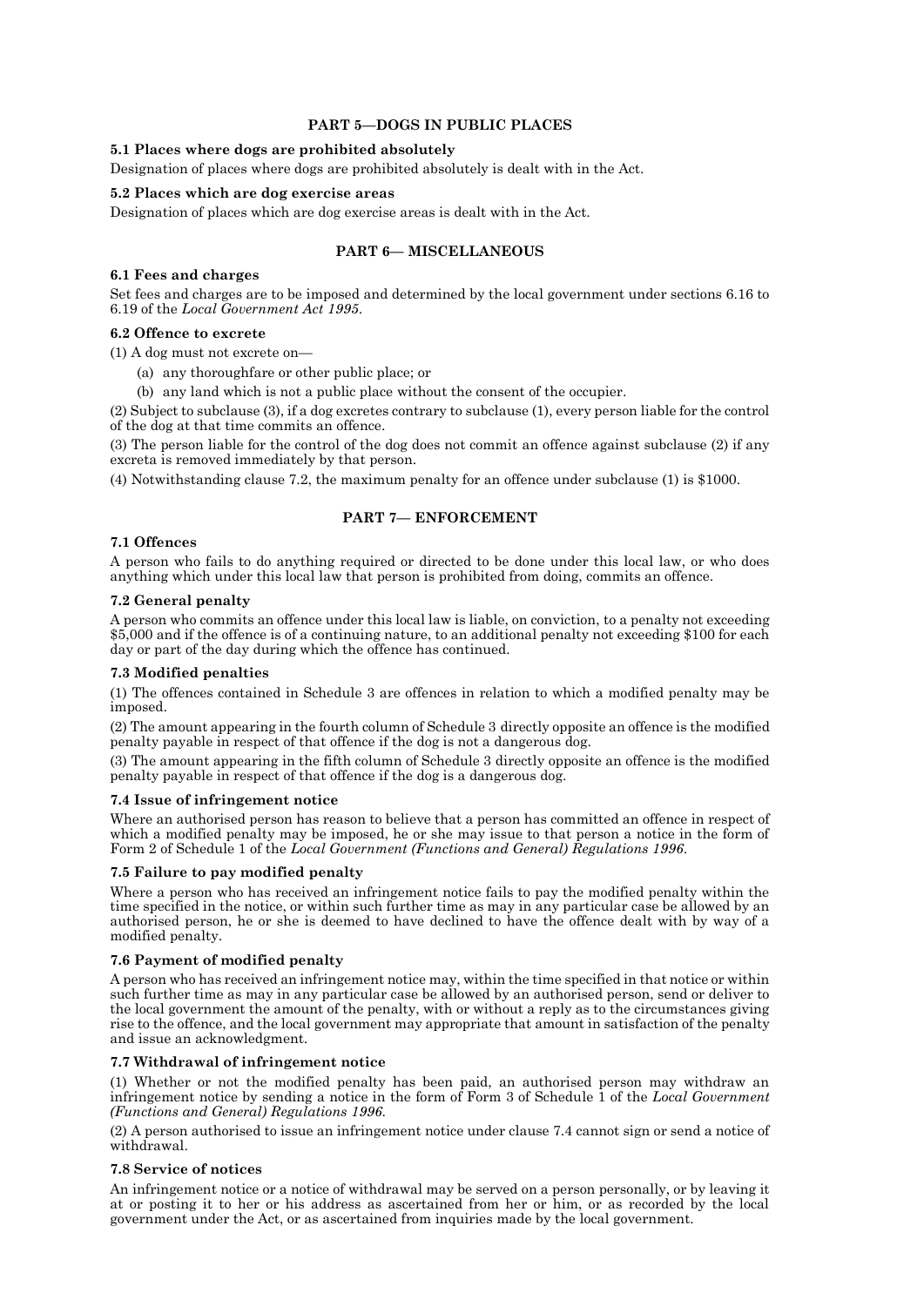## PART 5—DOGS IN PUBLIC PLACES

### 5.1 Places where dogs are prohibited absolutely

Designation of places where dogs are prohibited absolutely is dealt with in the Act.

### 5.2 Places which are dog exercise areas

Designation of places which are dog exercise areas is dealt with in the Act.

## PART 6— MISCELLANEOUS

### 6.1 Fees and charges

Set fees and charges are to be imposed and determined by the local government under sections 6.16 to 6.19 of the *Local Government Act 1995*.

### 6.2 Offence to excrete

(1) A dog must not excrete on—

(a) any thoroughfare or other public place; or

(b) any land which is not a public place without the consent of the occupier.

(2) Subject to subclause (3), if a dog excretes contrary to subclause (1), every person liable for the control of the dog at that time commits an offence.

(3) The person liable for the control of the dog does not commit an offence against subclause (2) if any excreta is removed immediately by that person.

(4) Notwithstanding clause 7.2, the maximum penalty for an offence under subclause (1) is $1000.

## PART 7— ENFORCEMENT

### 7.1 Offences

A person who fails to do anything required or directed to be done under this local law, or who does anything which under this local law that person is prohibited from doing, commits an offence.

### 7.2 General penalty

A person who commits an offence under this local law is liable, on conviction, to a penalty not exceeding $5,000 and if the offence is of a continuing nature, to an additional penalty not exceeding $100 for each day or part of the day during which the offence has continued.

### 7.3 Modified penalties

(1) The offences contained in Schedule 3 are offences in relation to which a modified penalty may be imposed.

(2) The amount appearing in the fourth column of Schedule 3 directly opposite an offence is the modified penalty payable in respect of that offence if the dog is not a dangerous dog.

(3) The amount appearing in the fifth column of Schedule 3 directly opposite an offence is the modified penalty payable in respect of that offence if the dog is a dangerous dog.

### 7.4 Issue of infringement notice

Where an authorised person has reason to believe that a person has committed an offence in respect of which a modified penalty may be imposed, he or she may issue to that person a notice in the form of Form 2 of Schedule 1 of the *Local Government (Functions and General) Regulations 1996*.

### 7.5 Failure to pay modified penalty

Where a person who has received an infringement notice fails to pay the modified penalty within the time specified in the notice, or within such further time as may in any particular case be allowed by an authorised person, he or she is deemed to have declined to have the offence dealt with by way of a modified penalty.

### 7.6 Payment of modified penalty

A person who has received an infringement notice may, within the time specified in that notice or within such further time as may in any particular case be allowed by an authorised person, send or deliver to the local government the amount of the penalty, with or without a reply as to the circumstances giving rise to the offence, and the local government may appropriate that amount in satisfaction of the penalty and issue an acknowledgment.

### 7.7 Withdrawal of infringement notice

(1) Whether or not the modified penalty has been paid, an authorised person may withdraw an infringement notice by sending a notice in the form of Form 3 of Schedule 1 of the *Local Government (Functions and General) Regulations 1996*.

(2) A person authorised to issue an infringement notice under clause 7.4 cannot sign or send a notice of withdrawal.

### 7.8 Service of notices

An infringement notice or a notice of withdrawal may be served on a person personally, or by leaving it at or posting it to her or his address as ascertained from her or him, or as recorded by the local government under the Act, or as ascertained from inquiries made by the local government.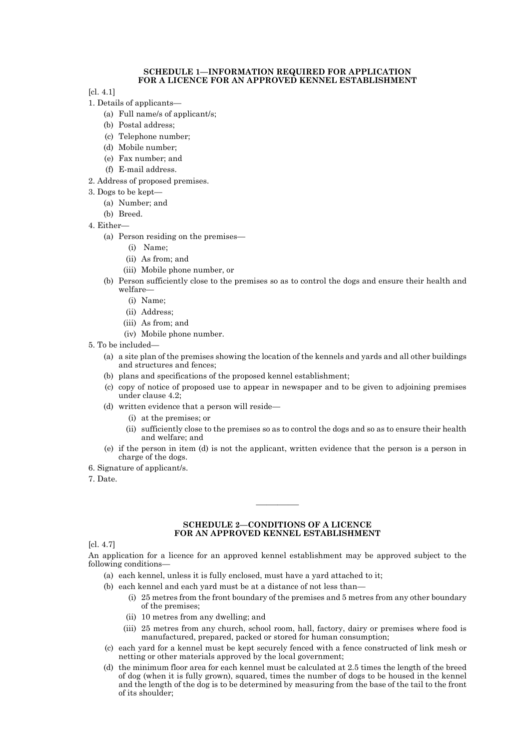## SCHEDULE 1—INFORMATION REQUIRED FOR APPLICATION FOR A LICENCE FOR AN APPROVED KENNEL ESTABLISHMENT

[cl. 4.1]

1. Details of applicants—
   - (a) Full name/s of applicant/s;
   - (b) Postal address;
   - (c) Telephone number;
   - (d) Mobile number;
   - (e) Fax number; and
   - (f) E-mail address.
2. Address of proposed premises.
3. Dogs to be kept—
   - (a) Number; and
   - (b) Breed.
4. Either—
   - (a) Person residing on the premises—
     - (i) Name;
     - (ii) As from; and
     - (iii) Mobile phone number, or
   - (b) Person sufficiently close to the premises so as to control the dogs and ensure their health and welfare—
     - (i) Name;
     - (ii) Address;
     - (iii) As from; and
     - (iv) Mobile phone number.
5. To be included—
   - (a) a site plan of the premises showing the location of the kennels and yards and all other buildings and structures and fences;
   - (b) plans and specifications of the proposed kennel establishment;
   - (c) copy of notice of proposed use to appear in newspaper and to be given to adjoining premises under clause 4.2;
   - (d) written evidence that a person will reside—
     - (i) at the premises; or
     - (ii) sufficiently close to the premises so as to control the dogs and so as to ensure their health and welfare; and
   - (e) if the person in item (d) is not the applicant, written evidence that the person is a person in charge of the dogs.
6. Signature of applicant/s.
7. Date.

---

## SCHEDULE 2—CONDITIONS OF A LICENCE FOR AN APPROVED KENNEL ESTABLISHMENT

[cl. 4.7]

An application for a licence for an approved kennel establishment may be approved subject to the following conditions—

- (a) each kennel, unless it is fully enclosed, must have a yard attached to it;
- (b) each kennel and each yard must be at a distance of not less than—
  - (i) 25 metres from the front boundary of the premises and 5 metres from any other boundary of the premises;
  - (ii) 10 metres from any dwelling; and
  - (iii) 25 metres from any church, school room, hall, factory, dairy or premises where food is manufactured, prepared, packed or stored for human consumption;
- (c) each yard for a kennel must be kept securely fenced with a fence constructed of link mesh or netting or other materials approved by the local government;
- (d) the minimum floor area for each kennel must be calculated at 2.5 times the length of the breed of dog (when it is fully grown), squared, times the number of dogs to be housed in the kennel and the length of the dog is to be determined by measuring from the base of the tail to the front of its shoulder;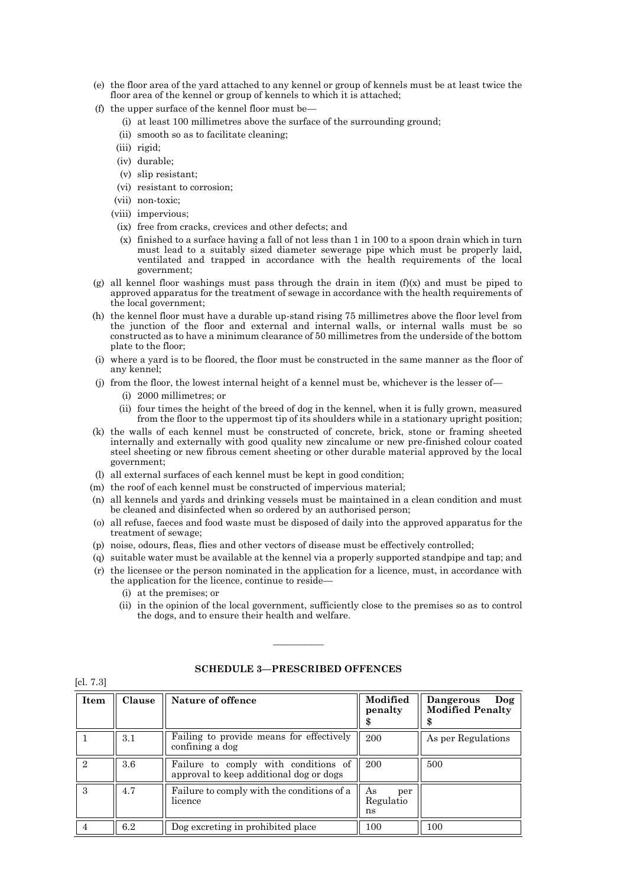(e) the floor area of the yard attached to any kennel or group of kennels must be at least twice the floor area of the kennel or group of kennels to which it is attached;

(f) the upper surface of the kennel floor must be—

  (i) at least 100 millimetres above the surface of the surrounding ground;

  (ii) smooth so as to facilitate cleaning;

  (iii) rigid;

  (iv) durable;

  (v) slip resistant;

  (vi) resistant to corrosion;

  (vii) non-toxic;

  (viii) impervious;

  (ix) free from cracks, crevices and other defects; and

  (x) finished to a surface having a fall of not less than 1 in 100 to a spoon drain which in turn must lead to a suitably sized diameter sewerage pipe which must be properly laid, ventilated and trapped in accordance with the health requirements of the local government;

(g) all kennel floor washings must pass through the drain in item (f)(x) and must be piped to approved apparatus for the treatment of sewage in accordance with the health requirements of the local government;

(h) the kennel floor must have a durable up-stand rising 75 millimetres above the floor level from the junction of the floor and external and internal walls, or internal walls must be so constructed as to have a minimum clearance of 50 millimetres from the underside of the bottom plate to the floor;

(i) where a yard is to be floored, the floor must be constructed in the same manner as the floor of any kennel;

(j) from the floor, the lowest internal height of a kennel must be, whichever is the lesser of—

  (i) 2000 millimetres; or

  (ii) four times the height of the breed of dog in the kennel, when it is fully grown, measured from the floor to the uppermost tip of its shoulders while in a stationary upright position;

(k) the walls of each kennel must be constructed of concrete, brick, stone or framing sheeted internally and externally with good quality new zincalume or new pre-finished colour coated steel sheeting or new fibrous cement sheeting or other durable material approved by the local government;

(l) all external surfaces of each kennel must be kept in good condition;

(m) the roof of each kennel must be constructed of impervious material;

(n) all kennels and yards and drinking vessels must be maintained in a clean condition and must be cleaned and disinfected when so ordered by an authorised person;

(o) all refuse, faeces and food waste must be disposed of daily into the approved apparatus for the treatment of sewage;

(p) noise, odours, fleas, flies and other vectors of disease must be effectively controlled;

(q) suitable water must be available at the kennel via a properly supported standpipe and tap; and

(r) the licensee or the person nominated in the application for a licence, must, in accordance with the application for the licence, continue to reside—

  (i) at the premises; or

  (ii) in the opinion of the local government, sufficiently close to the premises so as to control the dogs, and to ensure their health and welfare.

———————

## SCHEDULE 3—PRESCRIBED OFFENCES

[cl. 7.3]

| Item | Clause | Nature of offence | Modified penalty $ | Dangerous Dog Modified Penalty $ |
|---|---|---|---|---|
| 1 | 3.1 | Failing to provide means for effectively confining a dog | 200 | As per Regulations |
| 2 | 3.6 | Failure to comply with conditions of approval to keep additional dog or dogs | 200 | 500 |
| 3 | 4.7 | Failure to comply with the conditions of a licence | As per Regulations | |
| 4 | 6.2 | Dog excreting in prohibited place | 100 | 100 |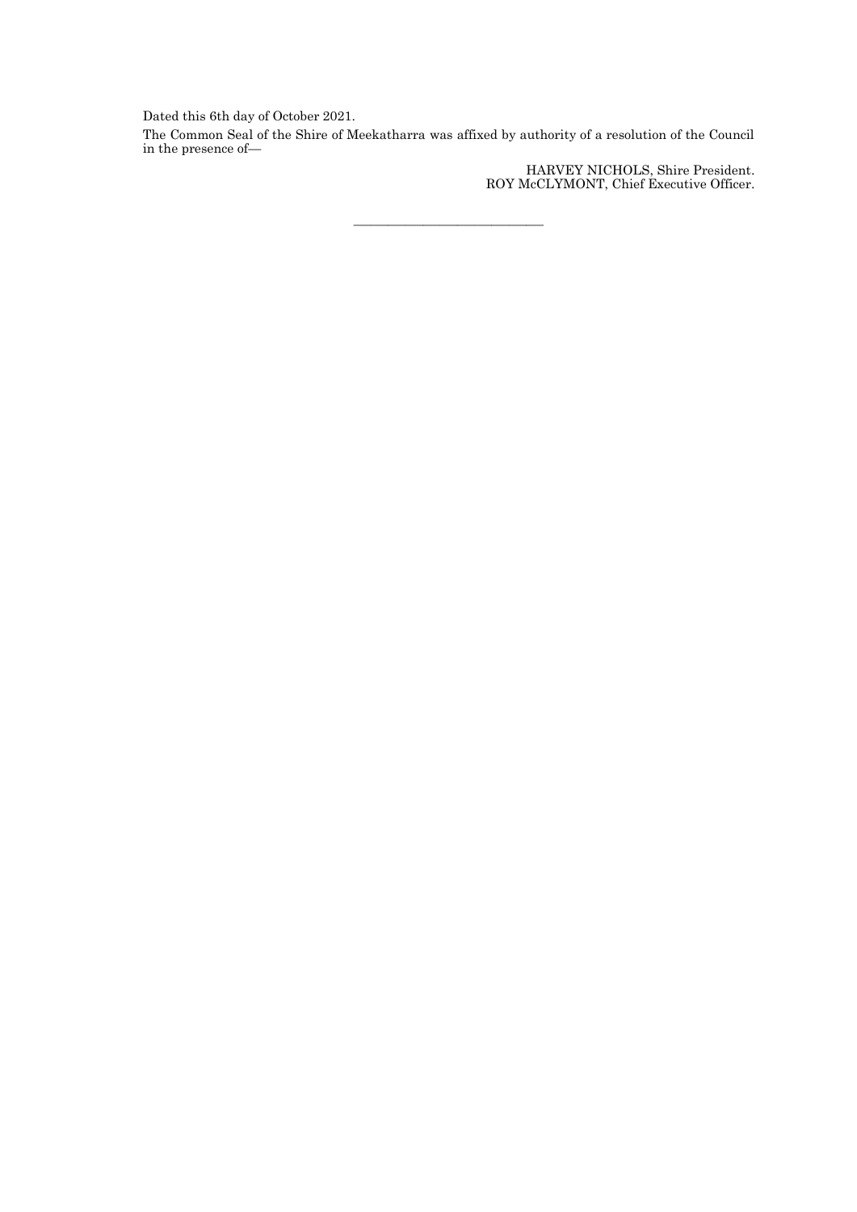Dated this 6th day of October 2021.

The Common Seal of the Shire of Meekatharra was affixed by authority of a resolution of the Council in the presence of—

HARVEY NICHOLS, Shire President.
ROY McCLYMONT, Chief Executive Officer.

———————————